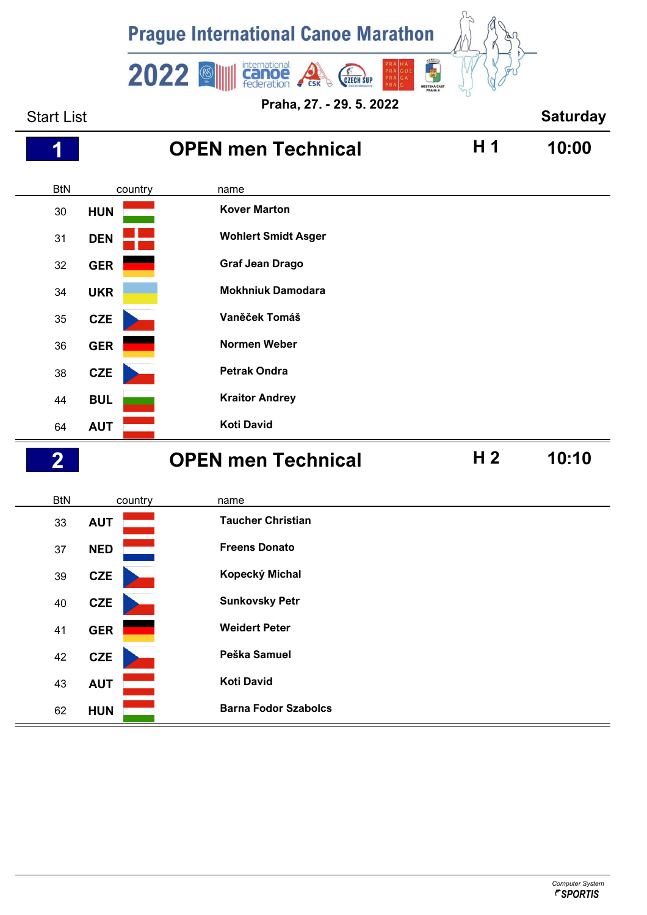# Prague International Canoe Marathon 2022

**Praha, 27. - 29. 5. 2022**

Start List — **Saturday**

## 1 OPEN men Technical — H 1 — 10:00

| BtN | country | name |
|---|---|---|
| 30 | HUN | **Kover Marton** |
| 31 | DEN | **Wohlert Smidt Asger** |
| 32 | GER | **Graf Jean Drago** |
| 34 | UKR | **Mokhniuk Damodara** |
| 35 | CZE | **Vaněček Tomáš** |
| 36 | GER | **Normen Weber** |
| 38 | CZE | **Petrak Ondra** |
| 44 | BUL | **Kraitor Andrey** |
| 64 | AUT | **Koti David** |

## 2 OPEN men Technical — H 2 — 10:10

| BtN | country | name |
|---|---|---|
| 33 | AUT | **Taucher Christian** |
| 37 | NED | **Freens Donato** |
| 39 | CZE | **Kopecký Michal** |
| 40 | CZE | **Sunkovsky Petr** |
| 41 | GER | **Weidert Peter** |
| 42 | CZE | **Peška Samuel** |
| 43 | AUT | **Koti David** |
| 62 | HUN | **Barna Fodor Szabolcs** |

Computer System SPORTIS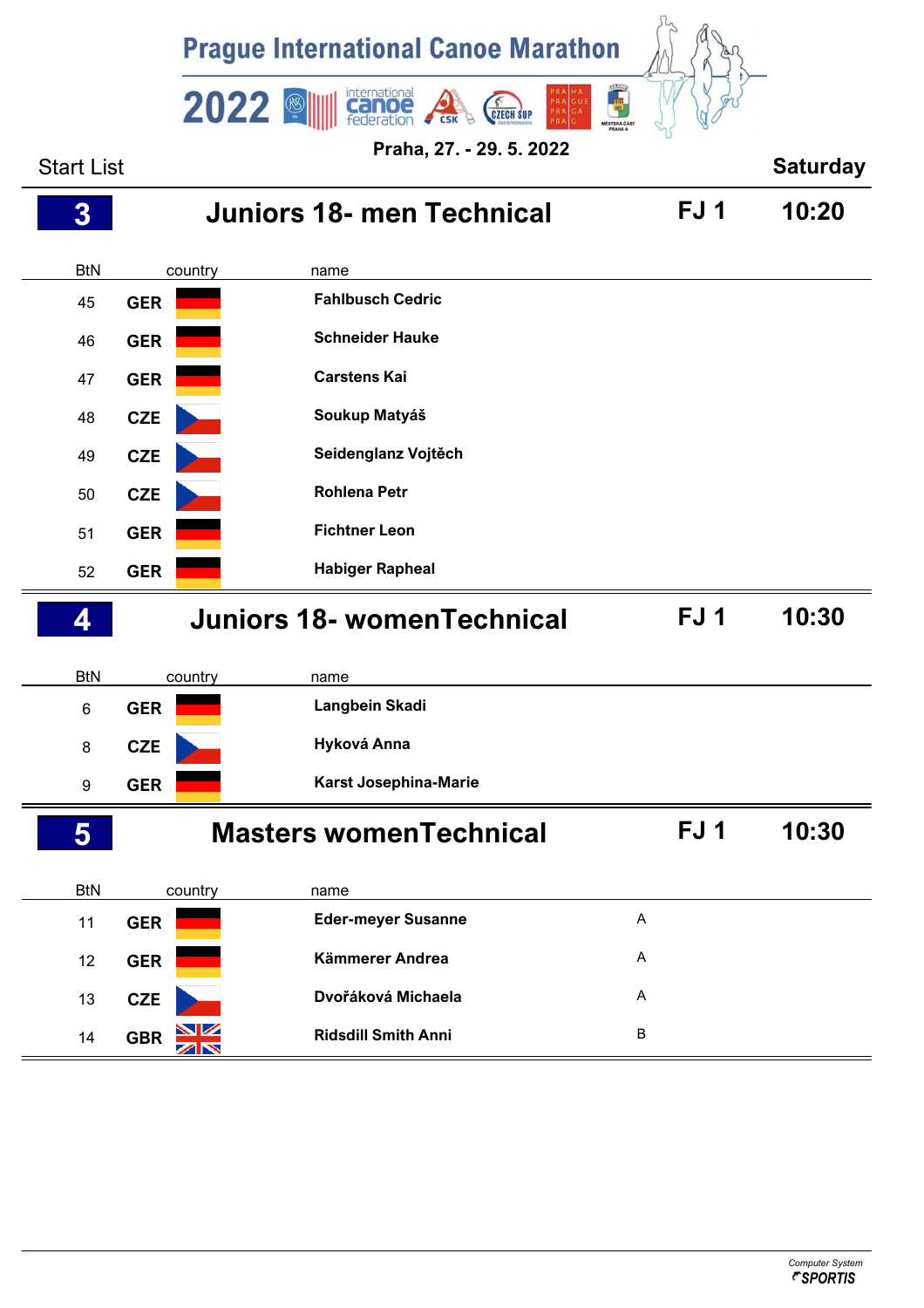Prague International Canoe Marathon 2022

Praha, 27. - 29. 5. 2022

Start List

Saturday

## 3 Juniors 18- men Technical — FJ 1 — 10:20

| BtN | country | name |
|---|---|---|
| 45 | GER | Fahlbusch Cedric |
| 46 | GER | Schneider Hauke |
| 47 | GER | Carstens Kai |
| 48 | CZE | Soukup Matyáš |
| 49 | CZE | Seidenglanz Vojtěch |
| 50 | CZE | Rohlena Petr |
| 51 | GER | Fichtner Leon |
| 52 | GER | Habiger Rapheal |

## 4 Juniors 18- womenTechnical — FJ 1 — 10:30

| BtN | country | name |
|---|---|---|
| 6 | GER | Langbein Skadi |
| 8 | CZE | Hyková Anna |
| 9 | GER | Karst Josephina-Marie |

## 5 Masters womenTechnical — FJ 1 — 10:30

| BtN | country | name | |
|---|---|---|---|
| 11 | GER | Eder-meyer Susanne | A |
| 12 | GER | Kämmerer Andrea | A |
| 13 | CZE | Dvořáková Michaela | A |
| 14 | GBR | Ridsdill Smith Anni | B |

Computer System SPORTIS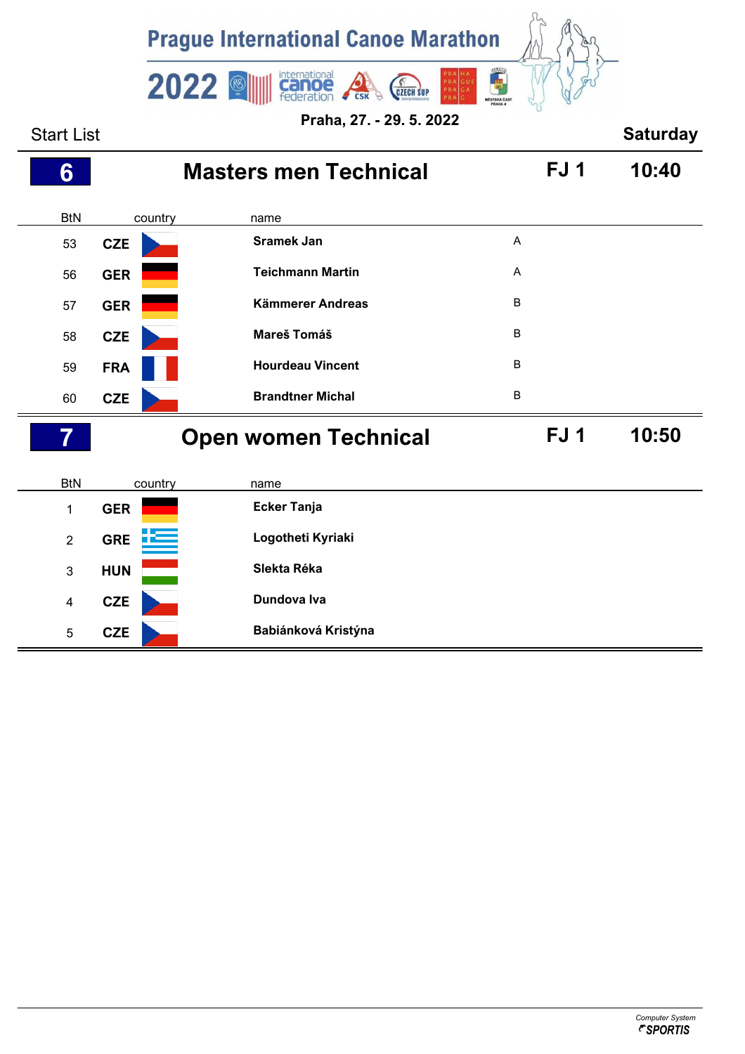Prague International Canoe Marathon

2022

Praha, 27. - 29. 5. 2022

Start List

Saturday

## 6 Masters men Technical — FJ 1 — 10:40

| BtN | country | name | |
|---|---|---|---|
| 53 | CZE | Sramek Jan | A |
| 56 | GER | Teichmann Martin | A |
| 57 | GER | Kämmerer Andreas | B |
| 58 | CZE | Mareš Tomáš | B |
| 59 | FRA | Hourdeau Vincent | B |
| 60 | CZE | Brandtner Michal | B |

## 7 Open women Technical — FJ 1 — 10:50

| BtN | country | name |
|---|---|---|
| 1 | GER | Ecker Tanja |
| 2 | GRE | Logotheti Kyriaki |
| 3 | HUN | Slekta Réka |
| 4 | CZE | Dundova Iva |
| 5 | CZE | Babiánková Kristýna |

Computer System SPORTIS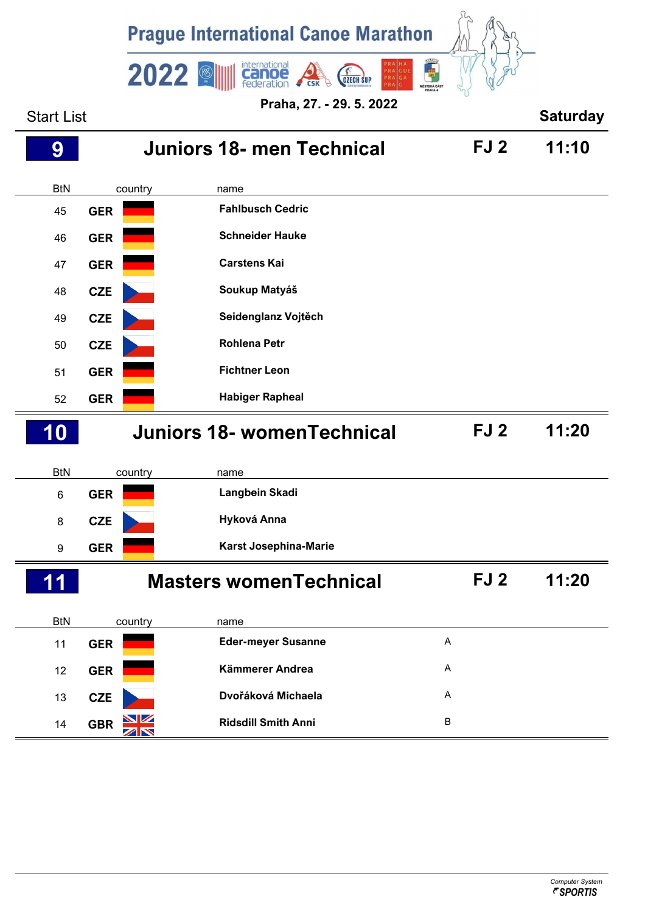# Prague International Canoe Marathon 2022

**Praha, 27. - 29. 5. 2022**

Start List **Saturday**

## 9 Juniors 18- men Technical — FJ 2 — 11:10

| BtN | country | name |
|---|---|---|
| 45 | GER | Fahlbusch Cedric |
| 46 | GER | Schneider Hauke |
| 47 | GER | Carstens Kai |
| 48 | CZE | Soukup Matyáš |
| 49 | CZE | Seidenglanz Vojtěch |
| 50 | CZE | Rohlena Petr |
| 51 | GER | Fichtner Leon |
| 52 | GER | Habiger Rapheal |

## 10 Juniors 18- womenTechnical — FJ 2 — 11:20

| BtN | country | name |
|---|---|---|
| 6 | GER | Langbein Skadi |
| 8 | CZE | Hyková Anna |
| 9 | GER | Karst Josephina-Marie |

## 11 Masters womenTechnical — FJ 2 — 11:20

| BtN | country | name | |
|---|---|---|---|
| 11 | GER | Eder-meyer Susanne | A |
| 12 | GER | Kämmerer Andrea | A |
| 13 | CZE | Dvořáková Michaela | A |
| 14 | GBR | Ridsdill Smith Anni | B |

Computer System SPORTIS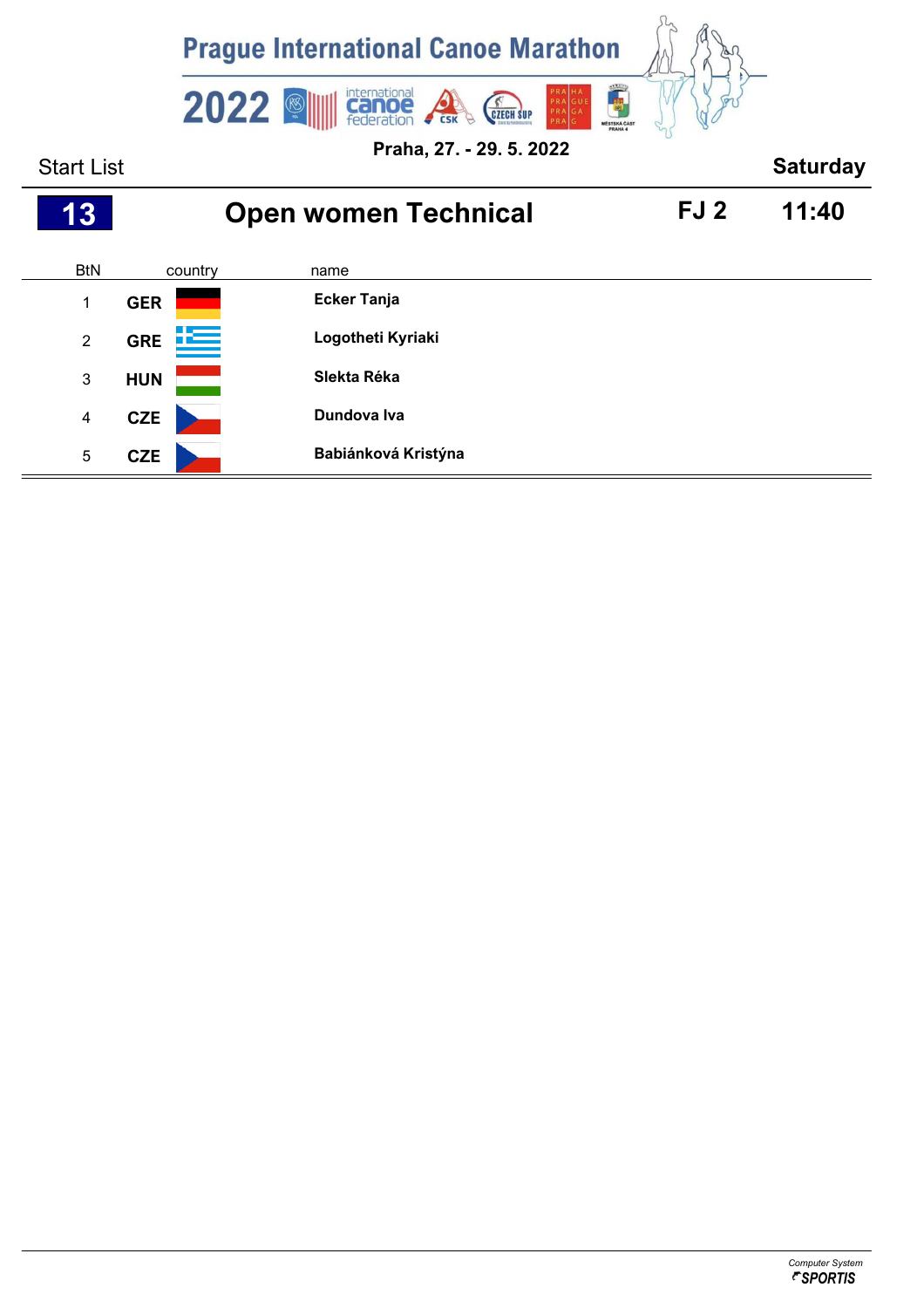# Prague International Canoe Marathon 2022

**Praha, 27. - 29. 5. 2022**

Start List **Saturday**

## 13 Open women Technical **FJ 2** **11:40**

| BtN | country | name |
|---|---|---|
| 1 | **GER** | **Ecker Tanja** |
| 2 | **GRE** | **Logotheti Kyriaki** |
| 3 | **HUN** | **Slekta Réka** |
| 4 | **CZE** | **Dundova Iva** |
| 5 | **CZE** | **Babiánková Kristýna** |

*Computer System*
***SPORTIS***